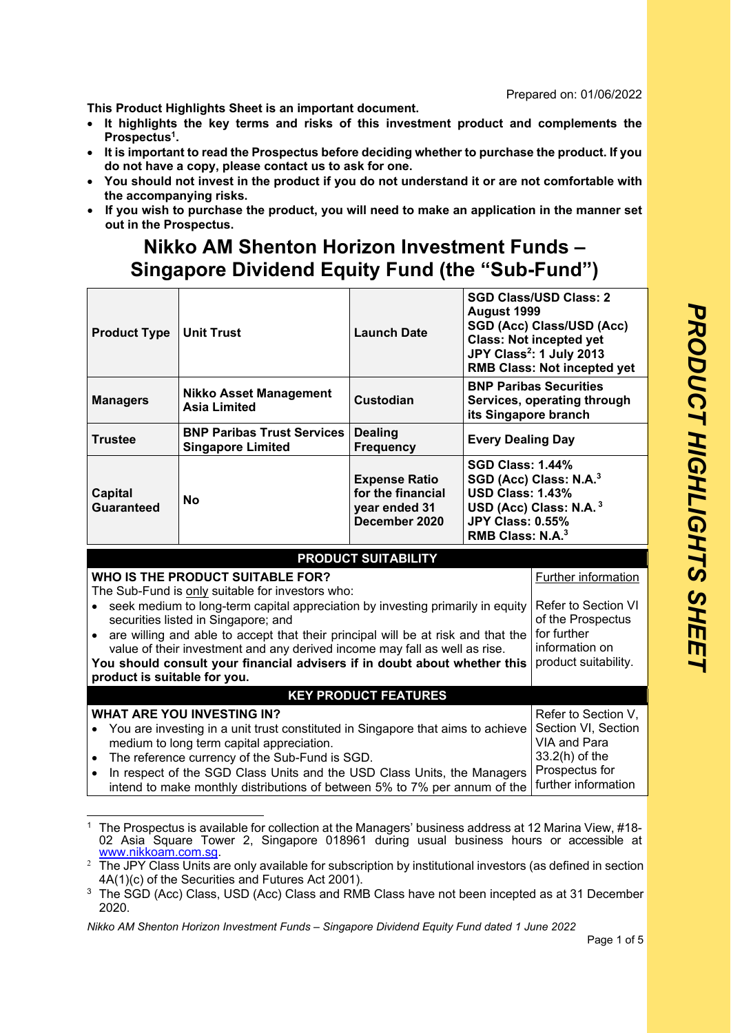Prepared on: 01/06/2022

**This Product Highlights Sheet is an important document.**

- **It highlights the key terms and risks of this investment product and complements the Prospectus[1].**
- **It is important to read the Prospectus before deciding whether to purchase the product. If you do not have a copy, please contact us to ask for one.**
- **You should not invest in the product if you do not understand it or are not comfortable with the accompanying risks.**
- **If you wish to purchase the product, you will need to make an application in the manner set out in the Prospectus.**

# Nikko AM Shenton Horizon Investment Funds – Singapore Dividend Equity Fund (the "Sub-Fund")

| | | | |
|---|---|---|---|
| **Product Type** | **Unit Trust** | **Launch Date** | **SGD Class/USD Class: 2 August 1999**<br>**SGD (Acc) Class/USD (Acc) Class: Not incepted yet**<br>**JPY Class[2]: 1 July 2013**<br>**RMB Class: Not incepted yet** |
| **Managers** | **Nikko Asset Management Asia Limited** | **Custodian** | **BNP Paribas Securities Services, operating through its Singapore branch** |
| **Trustee** | **BNP Paribas Trust Services Singapore Limited** | **Dealing Frequency** | **Every Dealing Day** |
| **Capital Guaranteed** | **No** | **Expense Ratio for the financial year ended 31 December 2020** | **SGD Class: 1.44%**<br>**SGD (Acc) Class: N.A.[3]**<br>**USD Class: 1.43%**<br>**USD (Acc) Class: N.A.[3]**<br>**JPY Class: 0.55%**<br>**RMB Class: N.A.[3]** |

## PRODUCT SUITABILITY

| | |
|---|---|
| **WHO IS THE PRODUCT SUITABLE FOR?**<br>The Sub-Fund is only suitable for investors who:<br>• seek medium to long-term capital appreciation by investing primarily in equity securities listed in Singapore; and<br>• are willing and able to accept that their principal will be at risk and that the value of their investment and any derived income may fall as well as rise.<br>**You should consult your financial advisers if in doubt about whether this product is suitable for you.** | Further information<br><br>Refer to Section VI of the Prospectus for further information on product suitability. |

## KEY PRODUCT FEATURES

| | |
|---|---|
| **WHAT ARE YOU INVESTING IN?**<br>• You are investing in a unit trust constituted in Singapore that aims to achieve medium to long term capital appreciation.<br>• The reference currency of the Sub-Fund is SGD.<br>• In respect of the SGD Class Units and the USD Class Units, the Managers intend to make monthly distributions of between 5% to 7% per annum of the | Refer to Section V, Section VI, Section VIA and Para 33.2(h) of the Prospectus for further information |

[1] The Prospectus is available for collection at the Managers' business address at 12 Marina View, #18-02 Asia Square Tower 2, Singapore 018961 during usual business hours or accessible at www.nikkoam.com.sg.

[2] The JPY Class Units are only available for subscription by institutional investors (as defined in section 4A(1)(c) of the Securities and Futures Act 2001).

[3] The SGD (Acc) Class, USD (Acc) Class and RMB Class have not been incepted as at 31 December 2020.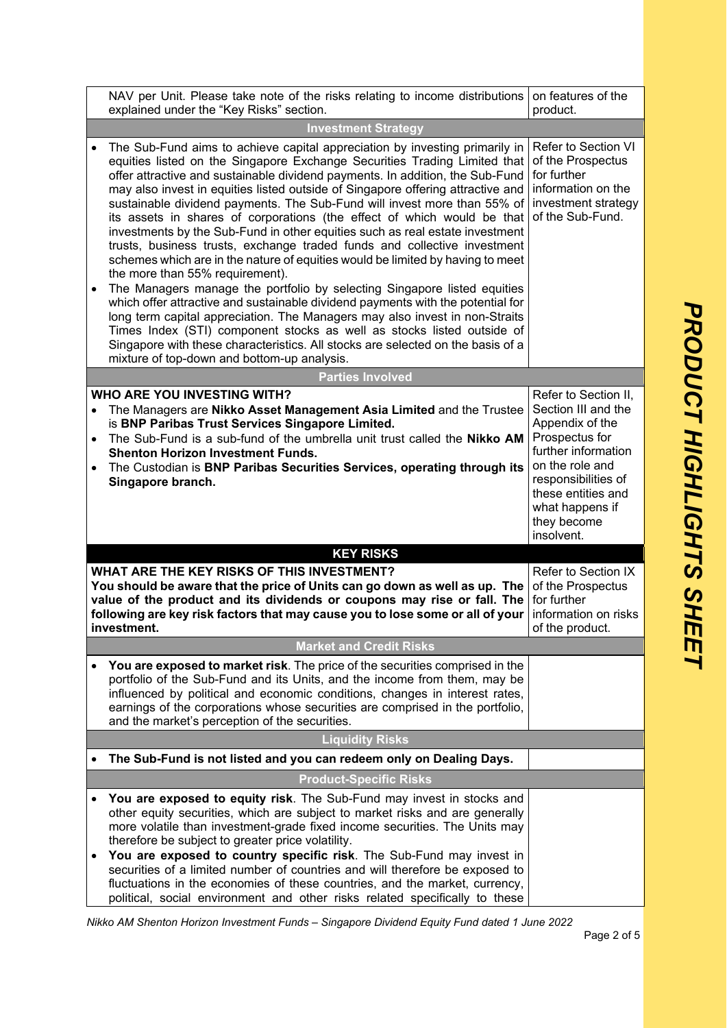| | |
|---|---|
| NAV per Unit. Please take note of the risks relating to income distributions explained under the "Key Risks" section. | on features of the product. |

### Investment Strategy

| | |
|---|---|
| • The Sub-Fund aims to achieve capital appreciation by investing primarily in equities listed on the Singapore Exchange Securities Trading Limited that offer attractive and sustainable dividend payments. In addition, the Sub-Fund may also invest in equities listed outside of Singapore offering attractive and sustainable dividend payments. The Sub-Fund will invest more than 55% of its assets in shares of corporations (the effect of which would be that investments by the Sub-Fund in other equities such as real estate investment trusts, business trusts, exchange traded funds and collective investment schemes which are in the nature of equities would be limited by having to meet the more than 55% requirement).<br>• The Managers manage the portfolio by selecting Singapore listed equities which offer attractive and sustainable dividend payments with the potential for long term capital appreciation. The Managers may also invest in non-Straits Times Index (STI) component stocks as well as stocks listed outside of Singapore with these characteristics. All stocks are selected on the basis of a mixture of top-down and bottom-up analysis. | Refer to Section VI of the Prospectus for further information on the investment strategy of the Sub-Fund. |

### Parties Involved

| | |
|---|---|
| **WHO ARE YOU INVESTING WITH?**<br>• The Managers are **Nikko Asset Management Asia Limited** and the Trustee is **BNP Paribas Trust Services Singapore Limited.**<br>• The Sub-Fund is a sub-fund of the umbrella unit trust called the **Nikko AM Shenton Horizon Investment Funds.**<br>• The Custodian is **BNP Paribas Securities Services, operating through its Singapore branch.** | Refer to Section II, Section III and the Appendix of the Prospectus for further information on the role and responsibilities of these entities and what happens if they become insolvent. |

## KEY RISKS

| | |
|---|---|
| **WHAT ARE THE KEY RISKS OF THIS INVESTMENT?**<br>**You should be aware that the price of Units can go down as well as up. The value of the product and its dividends or coupons may rise or fall. The following are key risk factors that may cause you to lose some or all of your investment.** | Refer to Section IX of the Prospectus for further information on risks of the product. |

### Market and Credit Risks

- **You are exposed to market risk**. The price of the securities comprised in the portfolio of the Sub-Fund and its Units, and the income from them, may be influenced by political and economic conditions, changes in interest rates, earnings of the corporations whose securities are comprised in the portfolio, and the market's perception of the securities.

### Liquidity Risks

- **The Sub-Fund is not listed and you can redeem only on Dealing Days.**

### Product-Specific Risks

- **You are exposed to equity risk**. The Sub-Fund may invest in stocks and other equity securities, which are subject to market risks and are generally more volatile than investment-grade fixed income securities. The Units may therefore be subject to greater price volatility.
- **You are exposed to country specific risk**. The Sub-Fund may invest in securities of a limited number of countries and will therefore be exposed to fluctuations in the economies of these countries, and the market, currency, political, social environment and other risks related specifically to these

*Nikko AM Shenton Horizon Investment Funds – Singapore Dividend Equity Fund dated 1 June 2022*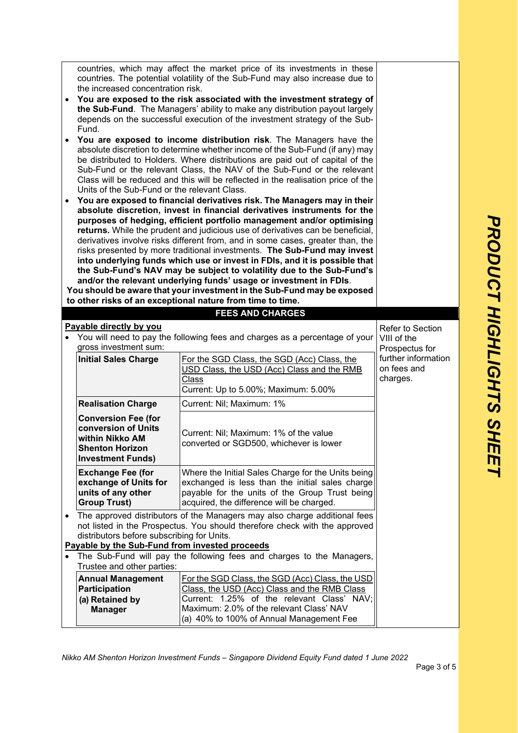countries, which may affect the market price of its investments in these countries. The potential volatility of the Sub-Fund may also increase due to the increased concentration risk.

- **You are exposed to the risk associated with the investment strategy of the Sub-Fund**. The Managers' ability to make any distribution payout largely depends on the successful execution of the investment strategy of the Sub-Fund.
- **You are exposed to income distribution risk**. The Managers have the absolute discretion to determine whether income of the Sub-Fund (if any) may be distributed to Holders. Where distributions are paid out of capital of the Sub-Fund or the relevant Class, the NAV of the Sub-Fund or the relevant Class will be reduced and this will be reflected in the realisation price of the Units of the Sub-Fund or the relevant Class.
- **You are exposed to financial derivatives risk. The Managers may in their absolute discretion, invest in financial derivatives instruments for the purposes of hedging, efficient portfolio management and/or optimising returns.** While the prudent and judicious use of derivatives can be beneficial, derivatives involve risks different from, and in some cases, greater than, the risks presented by more traditional investments. **The Sub-Fund may invest into underlying funds which use or invest in FDIs, and it is possible that the Sub-Fund's NAV may be subject to volatility due to the Sub-Fund's and/or the relevant underlying funds' usage or investment in FDIs**.

**You should be aware that your investment in the Sub-Fund may be exposed to other risks of an exceptional nature from time to time.**

## FEES AND CHARGES

*Refer to Section VIII of the Prospectus for further information on fees and charges.*

**Payable directly by you**

- You will need to pay the following fees and charges as a percentage of your gross investment sum:

| | |
|---|---|
| **Initial Sales Charge** | For the SGD Class, the SGD (Acc) Class, the USD Class, the USD (Acc) Class and the RMB Class<br>Current: Up to 5.00%; Maximum: 5.00% |
| **Realisation Charge** | Current: Nil; Maximum: 1% |
| **Conversion Fee (for conversion of Units within Nikko AM Shenton Horizon Investment Funds)** | Current: Nil; Maximum: 1% of the value converted or SGD500, whichever is lower |
| **Exchange Fee (for exchange of Units for units of any other Group Trust)** | Where the Initial Sales Charge for the Units being exchanged is less than the initial sales charge payable for the units of the Group Trust being acquired, the difference will be charged. |

- The approved distributors of the Managers may also charge additional fees not listed in the Prospectus. You should therefore check with the approved distributors before subscribing for Units.

**Payable by the Sub-Fund from invested proceeds**

- The Sub-Fund will pay the following fees and charges to the Managers, Trustee and other parties:

| | |
|---|---|
| **Annual Management Participation**<br>**(a) Retained by Manager** | For the SGD Class, the SGD (Acc) Class, the USD Class, the USD (Acc) Class and the RMB Class<br>Current: 1.25% of the relevant Class' NAV; Maximum: 2.0% of the relevant Class' NAV<br>(a) 40% to 100% of Annual Management Fee |

*Nikko AM Shenton Horizon Investment Funds – Singapore Dividend Equity Fund dated 1 June 2022*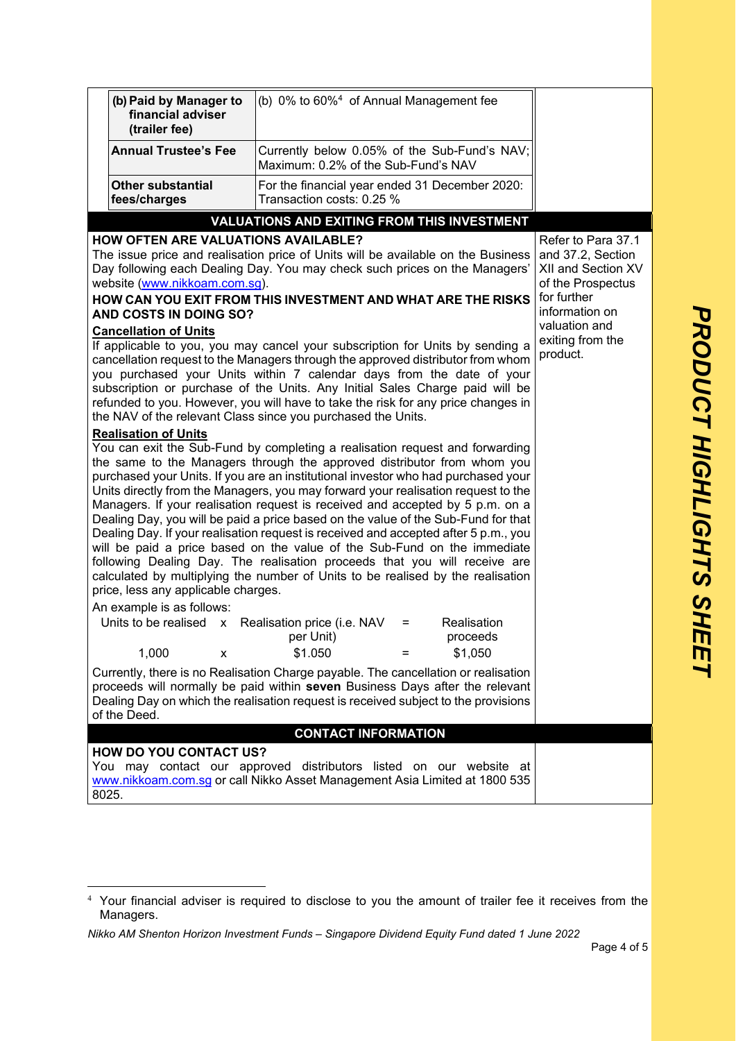| | | |
|---|---|---|
| **(b) Paid by Manager to financial adviser (trailer fee)** | (b) 0% to 60%[4] of Annual Management fee | |
| **Annual Trustee's Fee** | Currently below 0.05% of the Sub-Fund's NAV; Maximum: 0.2% of the Sub-Fund's NAV | |
| **Other substantial fees/charges** | For the financial year ended 31 December 2020: Transaction costs: 0.25 % | |

## VALUATIONS AND EXITING FROM THIS INVESTMENT

*Refer to Para 37.1 and 37.2, Section XII and Section XV of the Prospectus for further information on valuation and exiting from the product.*

### HOW OFTEN ARE VALUATIONS AVAILABLE?

The issue price and realisation price of Units will be available on the Business Day following each Dealing Day. You may check such prices on the Managers' website (www.nikkoam.com.sg).

### HOW CAN YOU EXIT FROM THIS INVESTMENT AND WHAT ARE THE RISKS AND COSTS IN DOING SO?

**Cancellation of Units**

If applicable to you, you may cancel your subscription for Units by sending a cancellation request to the Managers through the approved distributor from whom you purchased your Units within 7 calendar days from the date of your subscription or purchase of the Units. Any Initial Sales Charge paid will be refunded to you. However, you will have to take the risk for any price changes in the NAV of the relevant Class since you purchased the Units.

**Realisation of Units**

You can exit the Sub-Fund by completing a realisation request and forwarding the same to the Managers through the approved distributor from whom you purchased your Units. If you are an institutional investor who had purchased your Units directly from the Managers, you may forward your realisation request to the Managers. If your realisation request is received and accepted by 5 p.m. on a Dealing Day, you will be paid a price based on the value of the Sub-Fund for that Dealing Day. If your realisation request is received and accepted after 5 p.m., you will be paid a price based on the value of the Sub-Fund on the immediate following Dealing Day. The realisation proceeds that you will receive are calculated by multiplying the number of Units to be realised by the realisation price, less any applicable charges.

An example is as follows:

| Units to be realised | x | Realisation price (i.e. NAV per Unit) | = | Realisation proceeds |
|---|---|---|---|---|
| 1,000 | x | $1.050 | = | $1,050 |

Currently, there is no Realisation Charge payable. The cancellation or realisation proceeds will normally be paid within **seven** Business Days after the relevant Dealing Day on which the realisation request is received subject to the provisions of the Deed.

## CONTACT INFORMATION

### HOW DO YOU CONTACT US?

You may contact our approved distributors listed on our website at www.nikkoam.com.sg or call Nikko Asset Management Asia Limited at 1800 535 8025.

---

[4] Your financial adviser is required to disclose to you the amount of trailer fee it receives from the Managers.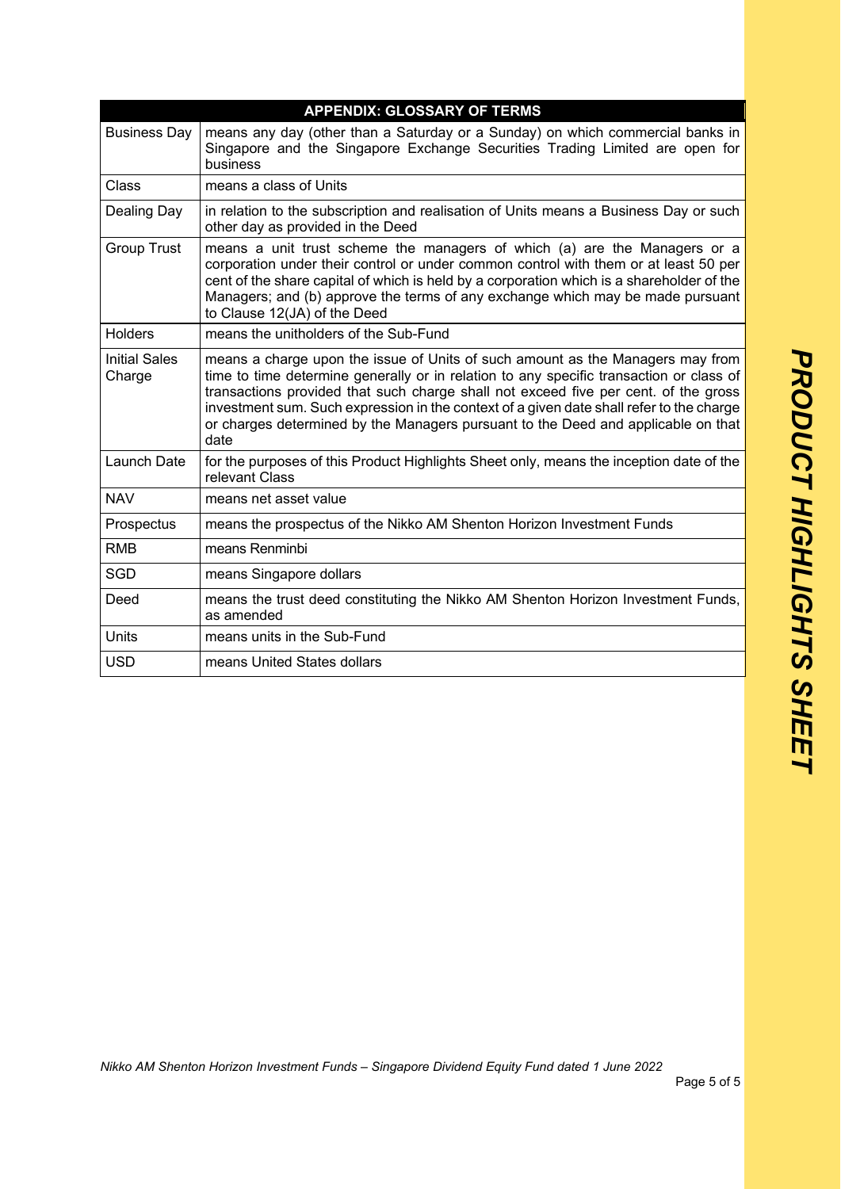| APPENDIX: GLOSSARY OF TERMS | |
|---|---|
| Business Day | means any day (other than a Saturday or a Sunday) on which commercial banks in Singapore and the Singapore Exchange Securities Trading Limited are open for business |
| Class | means a class of Units |
| Dealing Day | in relation to the subscription and realisation of Units means a Business Day or such other day as provided in the Deed |
| Group Trust | means a unit trust scheme the managers of which (a) are the Managers or a corporation under their control or under common control with them or at least 50 per cent of the share capital of which is held by a corporation which is a shareholder of the Managers; and (b) approve the terms of any exchange which may be made pursuant to Clause 12(JA) of the Deed |
| Holders | means the unitholders of the Sub-Fund |
| Initial Sales Charge | means a charge upon the issue of Units of such amount as the Managers may from time to time determine generally or in relation to any specific transaction or class of transactions provided that such charge shall not exceed five per cent. of the gross investment sum. Such expression in the context of a given date shall refer to the charge or charges determined by the Managers pursuant to the Deed and applicable on that date |
| Launch Date | for the purposes of this Product Highlights Sheet only, means the inception date of the relevant Class |
| NAV | means net asset value |
| Prospectus | means the prospectus of the Nikko AM Shenton Horizon Investment Funds |
| RMB | means Renminbi |
| SGD | means Singapore dollars |
| Deed | means the trust deed constituting the Nikko AM Shenton Horizon Investment Funds, as amended |
| Units | means units in the Sub-Fund |
| USD | means United States dollars |